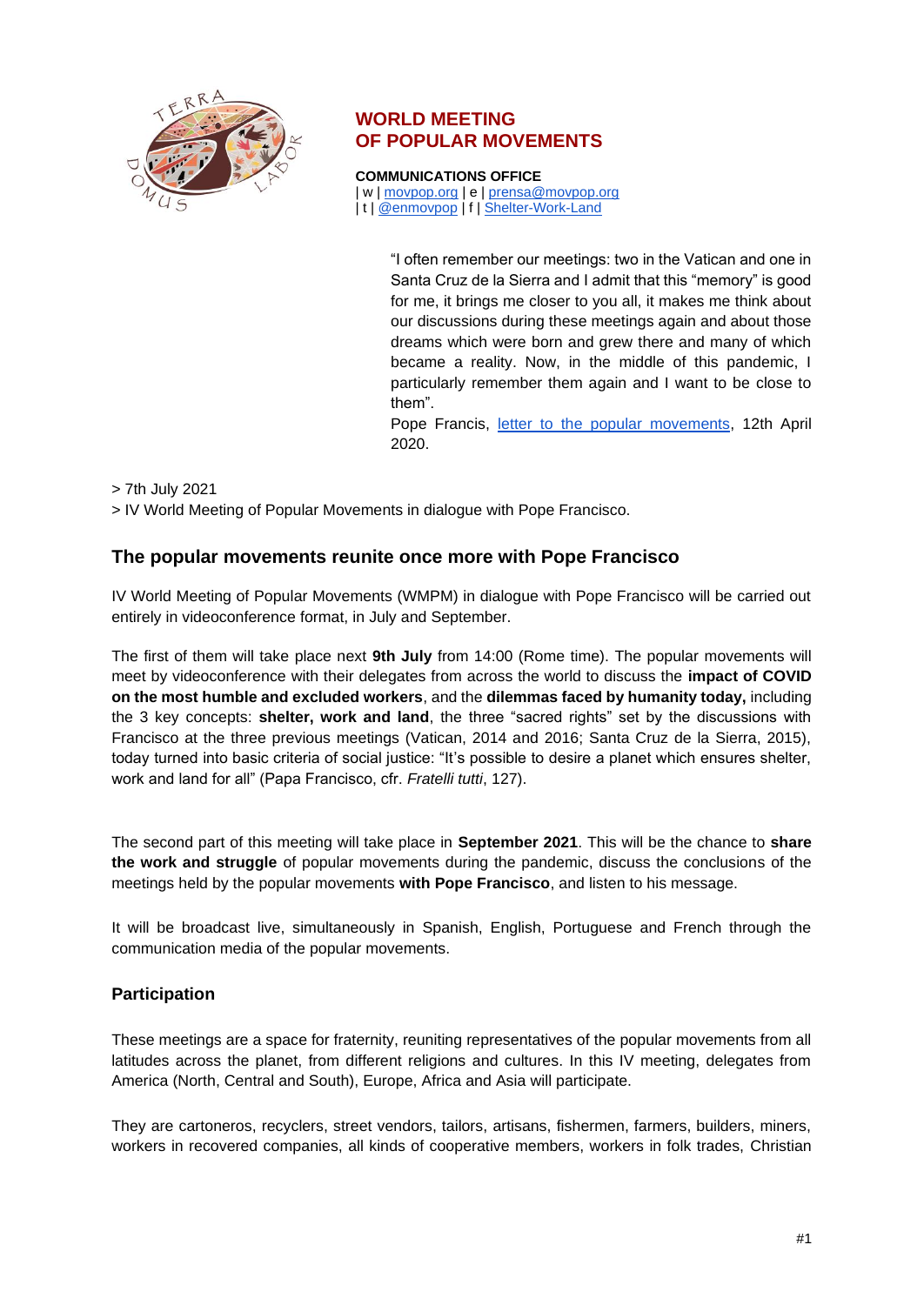# WORLD MEETING OF POPULAR MOVEMENTS

**COMMUNICATIONS OFFICE**
| w | [movpop.org]() | e | [prensa@movpop.org]()
| t | [@enmovpop]() | f | [Shelter-Work-Land]()

"I often remember our meetings: two in the Vatican and one in Santa Cruz de la Sierra and I admit that this "memory" is good for me, it brings me closer to you all, it makes me think about our discussions during these meetings again and about those dreams which were born and grew there and many of which became a reality. Now, in the middle of this pandemic, I particularly remember them again and I want to be close to them".
Pope Francis, [letter to the popular movements](), 12th April 2020.

> 7th July 2021
> IV World Meeting of Popular Movements in dialogue with Pope Francisco.

## The popular movements reunite once more with Pope Francisco

IV World Meeting of Popular Movements (WMPM) in dialogue with Pope Francisco will be carried out entirely in videoconference format, in July and September.

The first of them will take place next **9th July** from 14:00 (Rome time). The popular movements will meet by videoconference with their delegates from across the world to discuss the **impact of COVID on the most humble and excluded workers**, and the **dilemmas faced by humanity today,** including the 3 key concepts: **shelter, work and land**, the three "sacred rights" set by the discussions with Francisco at the three previous meetings (Vatican, 2014 and 2016; Santa Cruz de la Sierra, 2015), today turned into basic criteria of social justice: "It's possible to desire a planet which ensures shelter, work and land for all" (Papa Francisco, cfr. *Fratelli tutti*, 127).

The second part of this meeting will take place in **September 2021**. This will be the chance to **share the work and struggle** of popular movements during the pandemic, discuss the conclusions of the meetings held by the popular movements **with Pope Francisco**, and listen to his message.

It will be broadcast live, simultaneously in Spanish, English, Portuguese and French through the communication media of the popular movements.

### Participation

These meetings are a space for fraternity, reuniting representatives of the popular movements from all latitudes across the planet, from different religions and cultures. In this IV meeting, delegates from America (North, Central and South), Europe, Africa and Asia will participate.

They are cartoneros, recyclers, street vendors, tailors, artisans, fishermen, farmers, builders, miners, workers in recovered companies, all kinds of cooperative members, workers in folk trades, Christian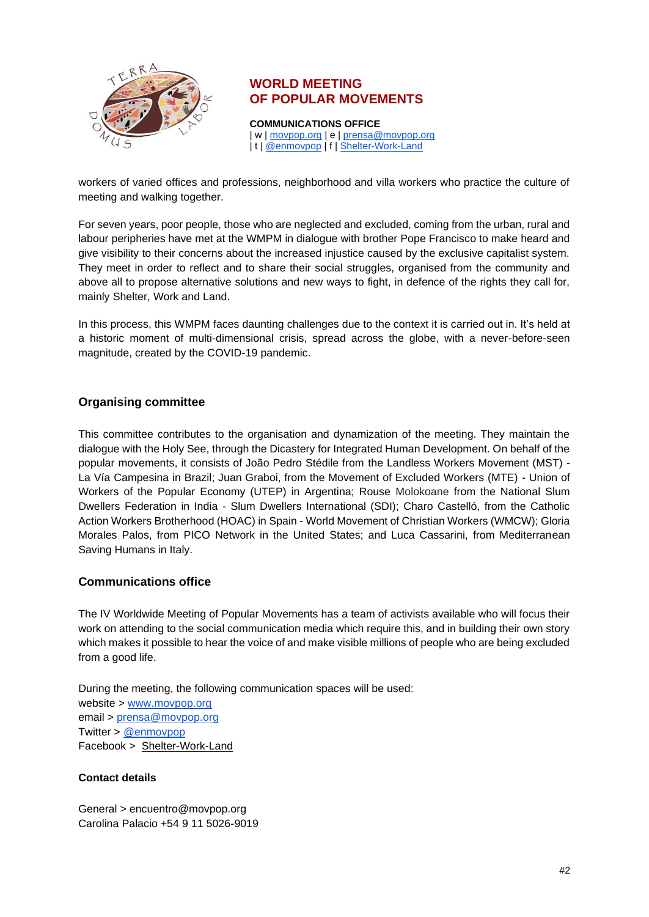workers of varied offices and professions, neighborhood and villa workers who practice the culture of meeting and walking together.

For seven years, poor people, those who are neglected and excluded, coming from the urban, rural and labour peripheries have met at the WMPM in dialogue with brother Pope Francisco to make heard and give visibility to their concerns about the increased injustice caused by the exclusive capitalist system. They meet in order to reflect and to share their social struggles, organised from the community and above all to propose alternative solutions and new ways to fight, in defence of the rights they call for, mainly Shelter, Work and Land.

In this process, this WMPM faces daunting challenges due to the context it is carried out in. It's held at a historic moment of multi-dimensional crisis, spread across the globe, with a never-before-seen magnitude, created by the COVID-19 pandemic.

## Organising committee

This committee contributes to the organisation and dynamization of the meeting. They maintain the dialogue with the Holy See, through the Dicastery for Integrated Human Development. On behalf of the popular movements, it consists of João Pedro Stédile from the Landless Workers Movement (MST) - La Vía Campesina in Brazil; Juan Graboi, from the Movement of Excluded Workers (MTE) - Union of Workers of the Popular Economy (UTEP) in Argentina; Rouse Molokoane from the National Slum Dwellers Federation in India - Slum Dwellers International (SDI); Charo Castelló, from the Catholic Action Workers Brotherhood (HOAC) in Spain - World Movement of Christian Workers (WMCW); Gloria Morales Palos, from PICO Network in the United States; and Luca Cassarini, from Mediterranean Saving Humans in Italy.

## Communications office

The IV Worldwide Meeting of Popular Movements has a team of activists available who will focus their work on attending to the social communication media which require this, and in building their own story which makes it possible to hear the voice of and make visible millions of people who are being excluded from a good life.

During the meeting, the following communication spaces will be used:
website > www.movpop.org
email > prensa@movpop.org
Twitter > @enmovpop
Facebook > Shelter-Work-Land

### Contact details

General > encuentro@movpop.org
Carolina Palacio +54 9 11 5026-9019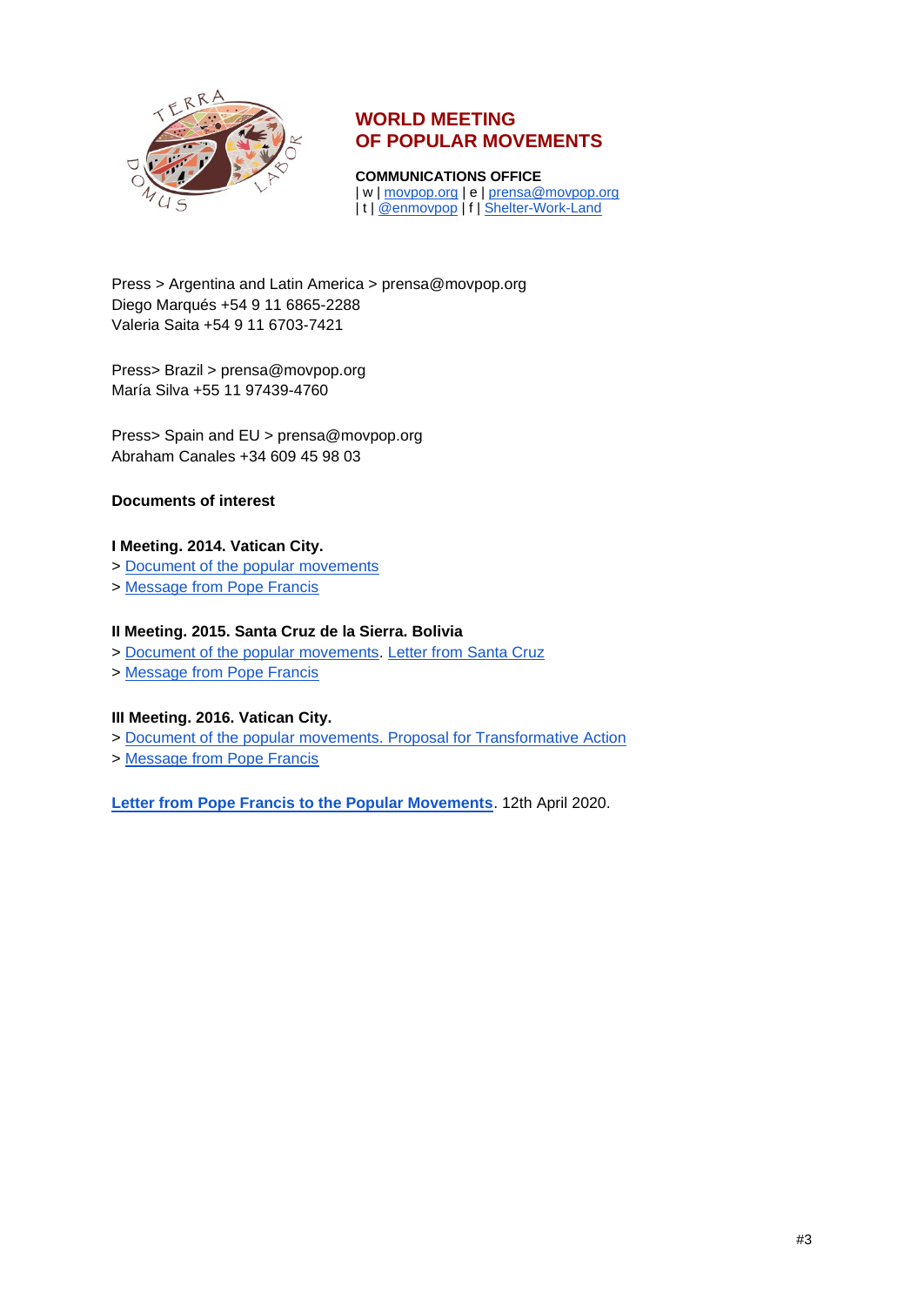## WORLD MEETING OF POPULAR MOVEMENTS

**COMMUNICATIONS OFFICE**
| w | movpop.org | e | prensa@movpop.org
| t | @enmovpop | f | Shelter-Work-Land

Press > Argentina and Latin America > prensa@movpop.org
Diego Marqués +54 9 11 6865-2288
Valeria Saita +54 9 11 6703-7421

Press> Brazil > prensa@movpop.org
María Silva +55 11 97439-4760

Press> Spain and EU > prensa@movpop.org
Abraham Canales +34 609 45 98 03

**Documents of interest**

**I Meeting. 2014. Vatican City.**
> Document of the popular movements
> Message from Pope Francis

**II Meeting. 2015. Santa Cruz de la Sierra. Bolivia**
> Document of the popular movements. Letter from Santa Cruz
> Message from Pope Francis

**III Meeting. 2016. Vatican City.**
> Document of the popular movements. Proposal for Transformative Action
> Message from Pope Francis

**Letter from Pope Francis to the Popular Movements**. 12th April 2020.